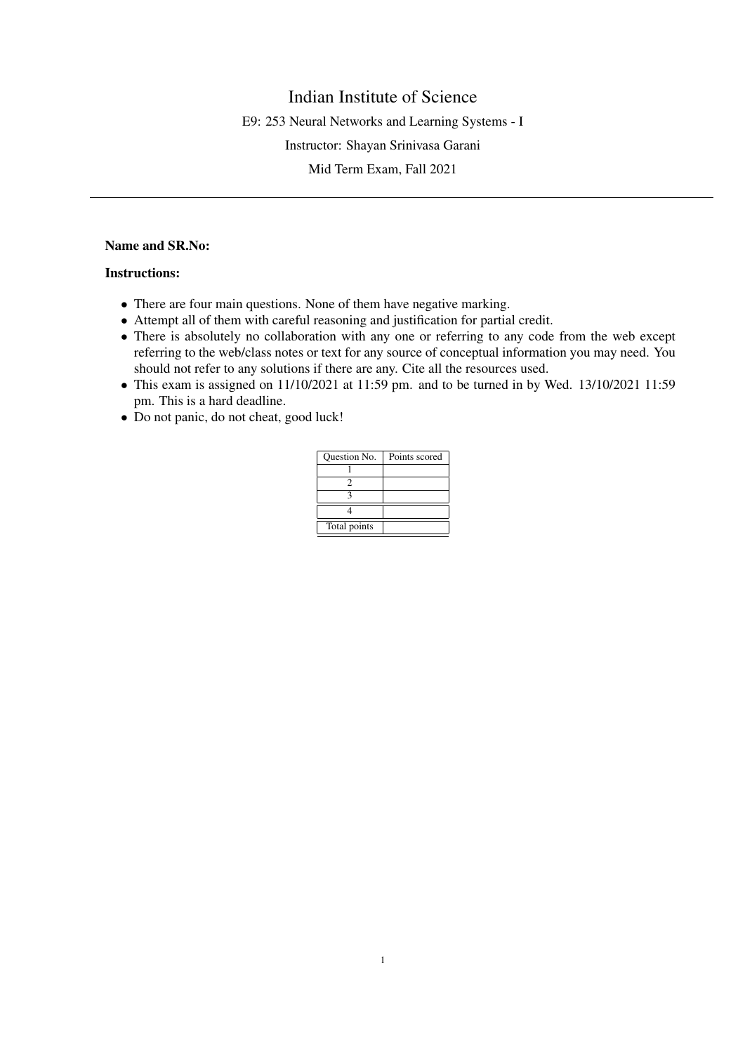# Indian Institute of Science

E9: 253 Neural Networks and Learning Systems - I

Instructor: Shayan Srinivasa Garani

Mid Term Exam, Fall 2021

---

**Name and SR.No:**

**Instructions:**

- There are four main questions. None of them have negative marking.
- Attempt all of them with careful reasoning and justification for partial credit.
- There is absolutely no collaboration with any one or referring to any code from the web except referring to the web/class notes or text for any source of conceptual information you may need. You should not refer to any solutions if there are any. Cite all the resources used.
- This exam is assigned on 11/10/2021 at 11:59 pm. and to be turned in by Wed. 13/10/2021 11:59 pm. This is a hard deadline.
- Do not panic, do not cheat, good luck!

| Question No. | Points scored |
|---|---|
| 1 | |
| 2 | |
| 3 | |
| 4 | |
| Total points | |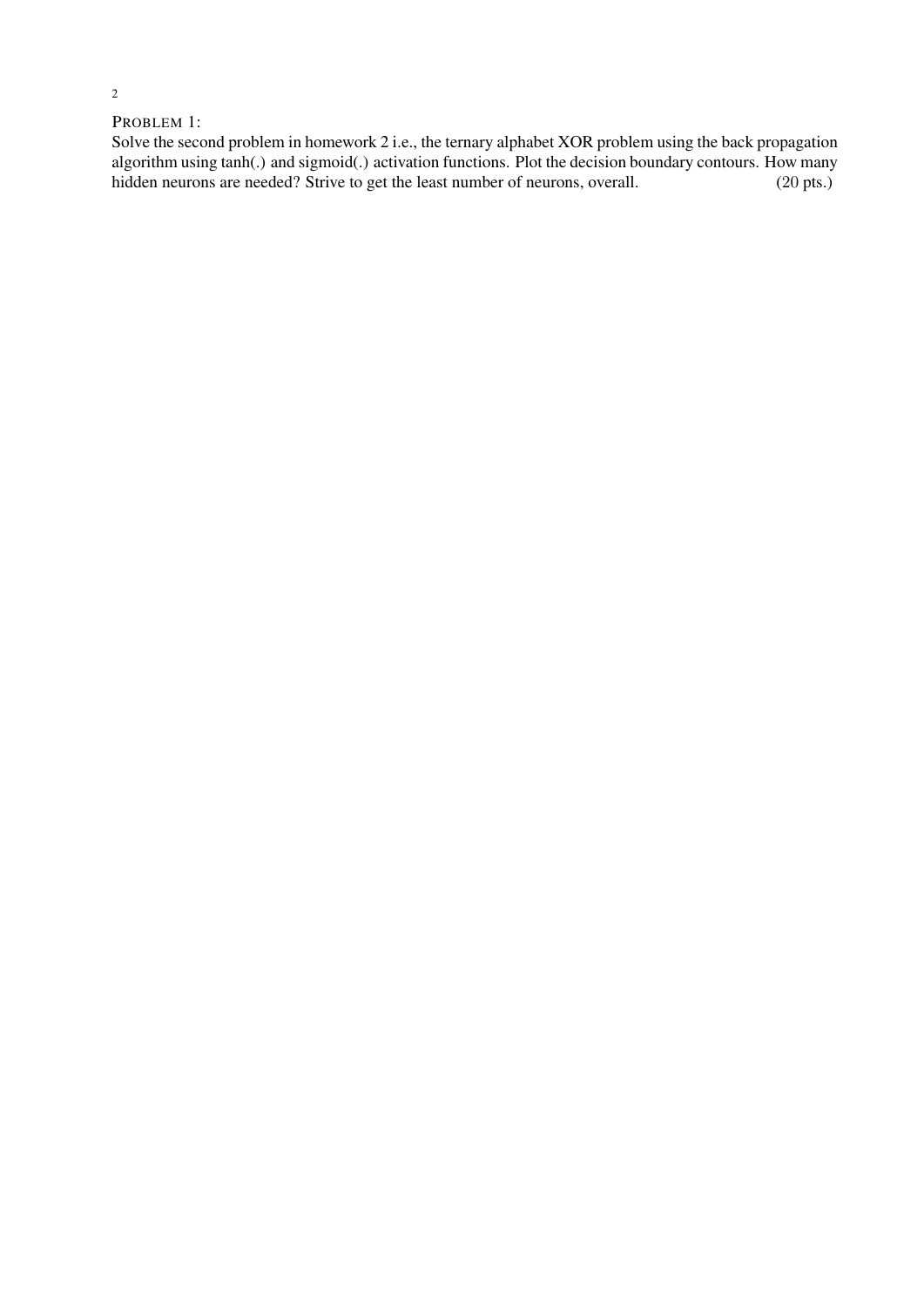PROBLEM 1:

Solve the second problem in homework 2 i.e., the ternary alphabet XOR problem using the back propagation algorithm using tanh(.) and sigmoid(.) activation functions. Plot the decision boundary contours. How many hidden neurons are needed? Strive to get the least number of neurons, overall. (20 pts.)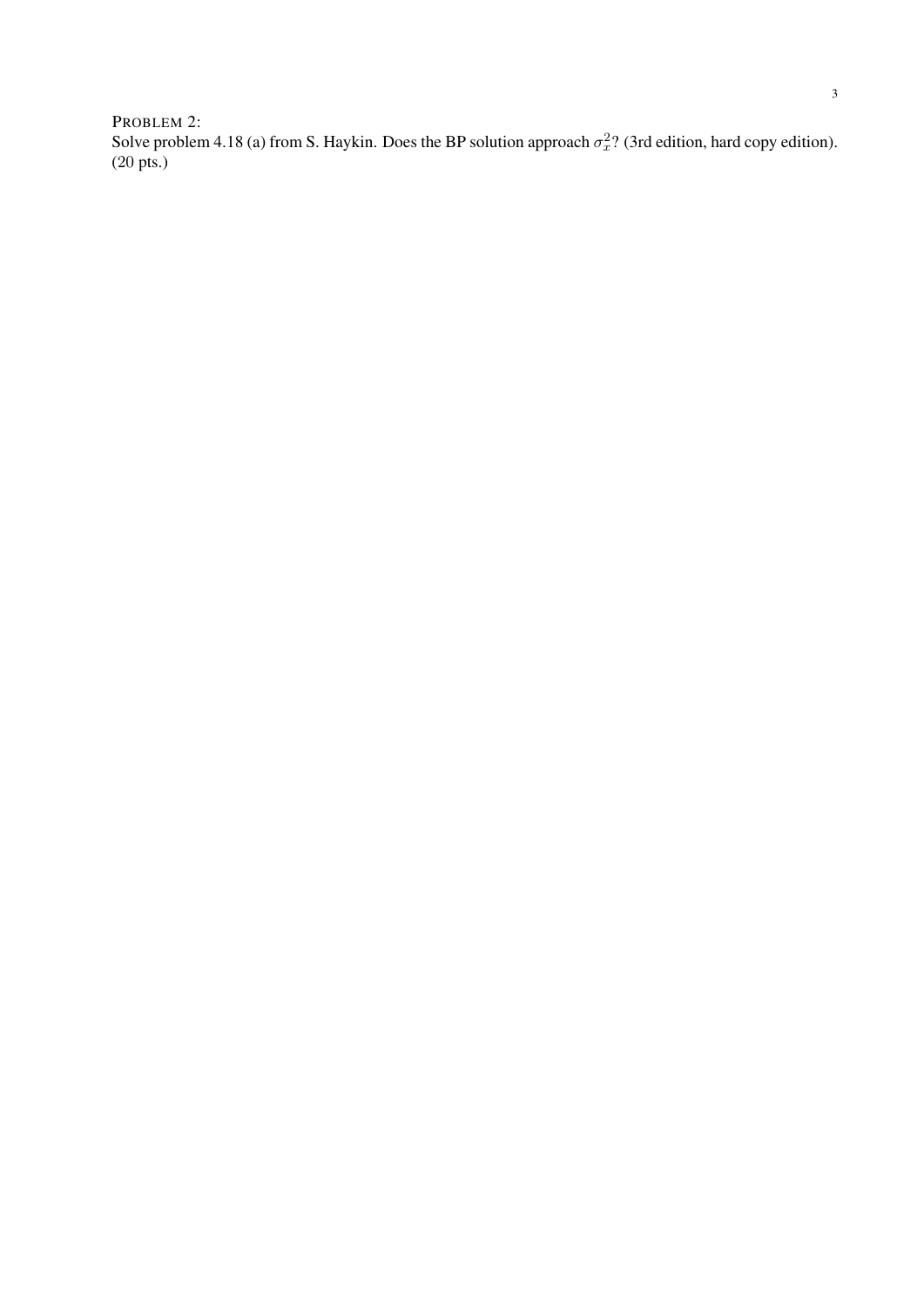PROBLEM 2:

Solve problem 4.18 (a) from S. Haykin. Does the BP solution approach $\sigma_x^2$? (3rd edition, hard copy edition). (20 pts.)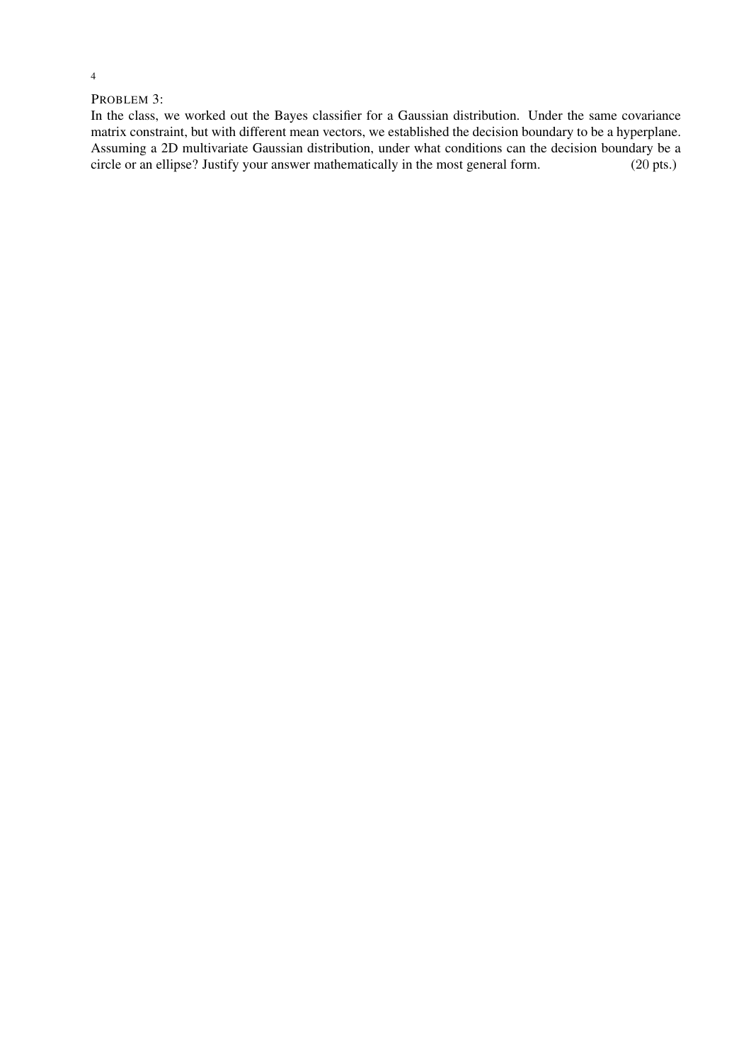PROBLEM 3:

In the class, we worked out the Bayes classifier for a Gaussian distribution. Under the same covariance matrix constraint, but with different mean vectors, we established the decision boundary to be a hyperplane. Assuming a 2D multivariate Gaussian distribution, under what conditions can the decision boundary be a circle or an ellipse? Justify your answer mathematically in the most general form. (20 pts.)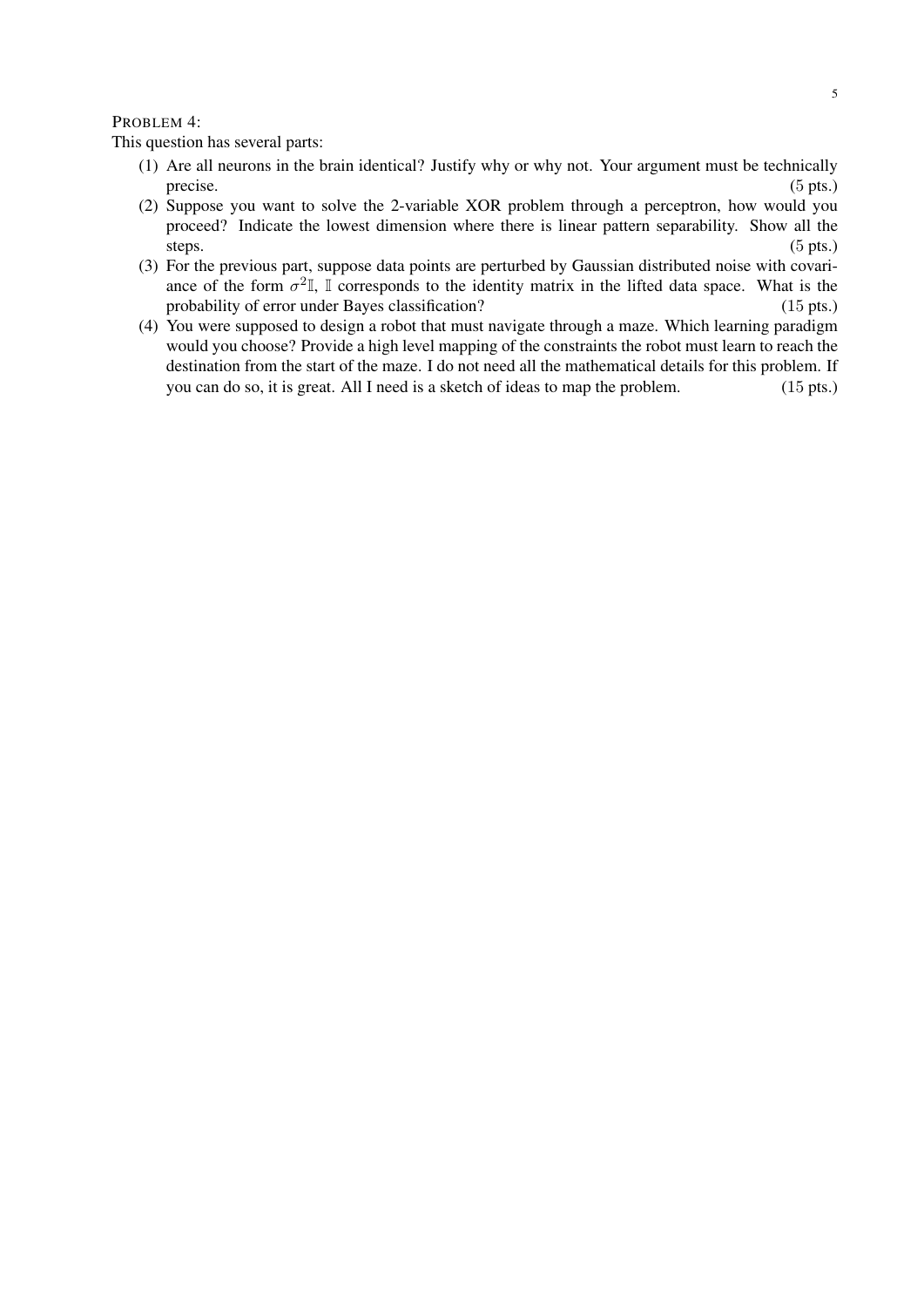PROBLEM 4:

This question has several parts:

1. Are all neurons in the brain identical? Justify why or why not. Your argument must be technically precise. (5 pts.)
2. Suppose you want to solve the 2-variable XOR problem through a perceptron, how would you proceed? Indicate the lowest dimension where there is linear pattern separability. Show all the steps. (5 pts.)
3. For the previous part, suppose data points are perturbed by Gaussian distributed noise with covariance of the form $\sigma^2\mathbb{I}$, $\mathbb{I}$ corresponds to the identity matrix in the lifted data space. What is the probability of error under Bayes classification? (15 pts.)
4. You were supposed to design a robot that must navigate through a maze. Which learning paradigm would you choose? Provide a high level mapping of the constraints the robot must learn to reach the destination from the start of the maze. I do not need all the mathematical details for this problem. If you can do so, it is great. All I need is a sketch of ideas to map the problem. (15 pts.)